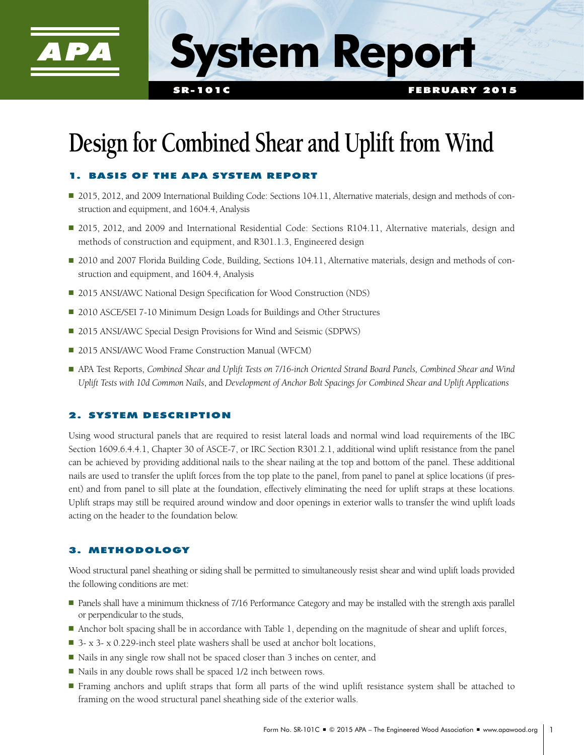APA

# System Report

**SR-101C** **FEBRUARY 2015**

# Design for Combined Shear and Uplift from Wind

## 1. BASIS OF THE APA SYSTEM REPORT

- 2015, 2012, and 2009 International Building Code: Sections 104.11, Alternative materials, design and methods of construction and equipment, and 1604.4, Analysis
- 2015, 2012, and 2009 and International Residential Code: Sections R104.11, Alternative materials, design and methods of construction and equipment, and R301.1.3, Engineered design
- 2010 and 2007 Florida Building Code, Building, Sections 104.11, Alternative materials, design and methods of construction and equipment, and 1604.4, Analysis
- 2015 ANSI/AWC National Design Specification for Wood Construction (NDS)
- 2010 ASCE/SEI 7-10 Minimum Design Loads for Buildings and Other Structures
- 2015 ANSI/AWC Special Design Provisions for Wind and Seismic (SDPWS)
- 2015 ANSI/AWC Wood Frame Construction Manual (WFCM)
- APA Test Reports, *Combined Shear and Uplift Tests on 7/16-inch Oriented Strand Board Panels, Combined Shear and Wind Uplift Tests with 10d Common Nails*, and *Development of Anchor Bolt Spacings for Combined Shear and Uplift Applications*

## 2. SYSTEM DESCRIPTION

Using wood structural panels that are required to resist lateral loads and normal wind load requirements of the IBC Section 1609.6.4.4.1, Chapter 30 of ASCE-7, or IRC Section R301.2.1, additional wind uplift resistance from the panel can be achieved by providing additional nails to the shear nailing at the top and bottom of the panel. These additional nails are used to transfer the uplift forces from the top plate to the panel, from panel to panel at splice locations (if present) and from panel to sill plate at the foundation, effectively eliminating the need for uplift straps at these locations. Uplift straps may still be required around window and door openings in exterior walls to transfer the wind uplift loads acting on the header to the foundation below.

## 3. METHODOLOGY

Wood structural panel sheathing or siding shall be permitted to simultaneously resist shear and wind uplift loads provided the following conditions are met:

- Panels shall have a minimum thickness of 7/16 Performance Category and may be installed with the strength axis parallel or perpendicular to the studs,
- Anchor bolt spacing shall be in accordance with Table 1, depending on the magnitude of shear and uplift forces,
- 3- x 3- x 0.229-inch steel plate washers shall be used at anchor bolt locations,
- Nails in any single row shall not be spaced closer than 3 inches on center, and
- Nails in any double rows shall be spaced 1/2 inch between rows.
- Framing anchors and uplift straps that form all parts of the wind uplift resistance system shall be attached to framing on the wood structural panel sheathing side of the exterior walls.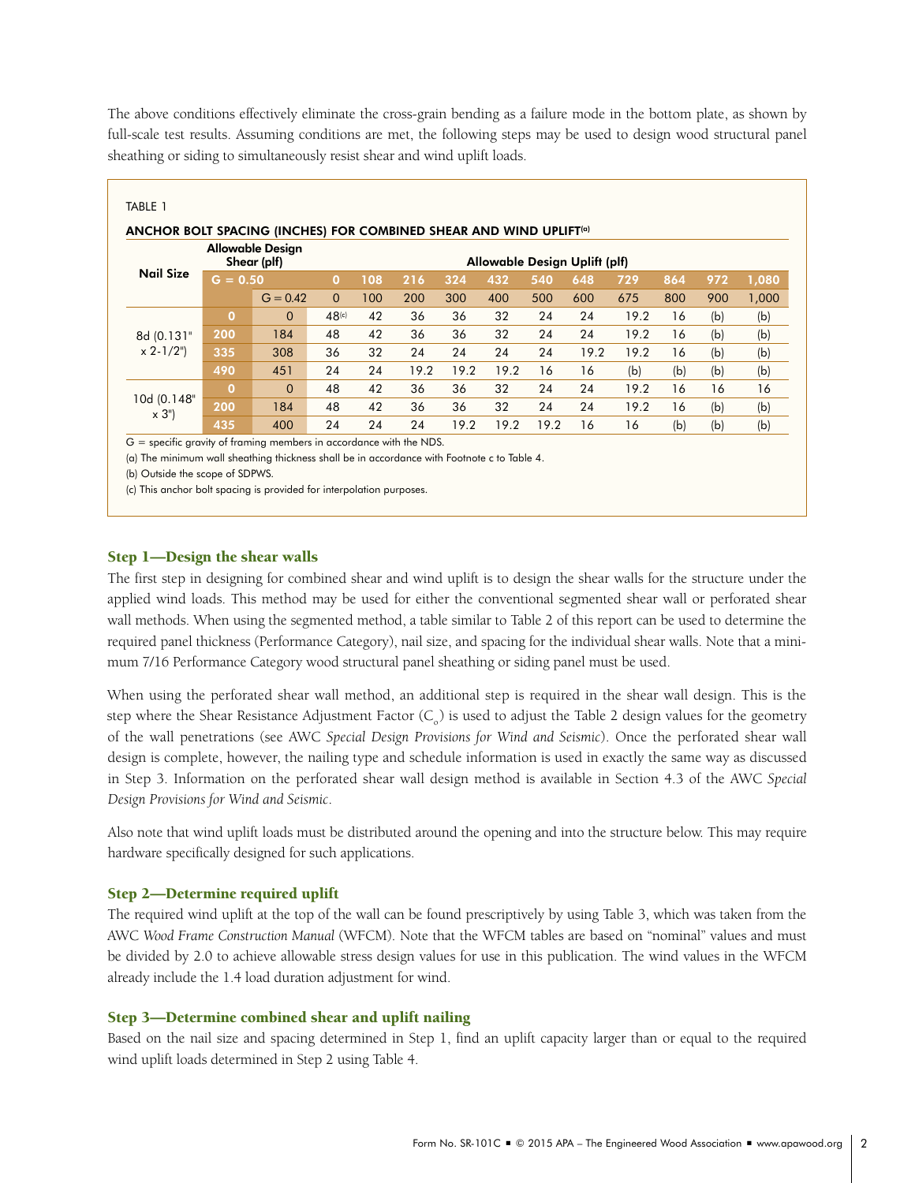The above conditions effectively eliminate the cross-grain bending as a failure mode in the bottom plate, as shown by full-scale test results. Assuming conditions are met, the following steps may be used to design wood structural panel sheathing or siding to simultaneously resist shear and wind uplift loads.

TABLE 1

**ANCHOR BOLT SPACING (INCHES) FOR COMBINED SHEAR AND WIND UPLIFT[a]**

| Nail Size | Allowable Design Shear (plf) | | Allowable Design Uplift (plf) | | | | | | | | | | |
|---|---|---|---|---|---|---|---|---|---|---|---|---|---|
| | G = 0.50 | | 0 | 108 | 216 | 324 | 432 | 540 | 648 | 729 | 864 | 972 | 1,080 |
| | | G = 0.42 | 0 | 100 | 200 | 300 | 400 | 500 | 600 | 675 | 800 | 900 | 1,000 |
| 8d (0.131" x 2-1/2") | 0 | 0 | 48[c] | 42 | 36 | 36 | 32 | 24 | 24 | 19.2 | 16 | (b) | (b) |
| | 200 | 184 | 48 | 42 | 36 | 36 | 32 | 24 | 24 | 19.2 | 16 | (b) | (b) |
| | 335 | 308 | 36 | 32 | 24 | 24 | 24 | 24 | 19.2 | 19.2 | 16 | (b) | (b) |
| | 490 | 451 | 24 | 24 | 19.2 | 19.2 | 19.2 | 16 | 16 | (b) | (b) | (b) | (b) |
| 10d (0.148" x 3") | 0 | 0 | 48 | 42 | 36 | 36 | 32 | 24 | 24 | 19.2 | 16 | 16 | 16 |
| | 200 | 184 | 48 | 42 | 36 | 36 | 32 | 24 | 24 | 19.2 | 16 | (b) | (b) |
| | 435 | 400 | 24 | 24 | 24 | 19.2 | 19.2 | 19.2 | 16 | 16 | (b) | (b) | (b) |

G = specific gravity of framing members in accordance with the NDS.

(a) The minimum wall sheathing thickness shall be in accordance with Footnote c to Table 4.

(b) Outside the scope of SDPWS.

(c) This anchor bolt spacing is provided for interpolation purposes.

### Step 1—Design the shear walls

The first step in designing for combined shear and wind uplift is to design the shear walls for the structure under the applied wind loads. This method may be used for either the conventional segmented shear wall or perforated shear wall methods. When using the segmented method, a table similar to Table 2 of this report can be used to determine the required panel thickness (Performance Category), nail size, and spacing for the individual shear walls. Note that a minimum 7/16 Performance Category wood structural panel sheathing or siding panel must be used.

When using the perforated shear wall method, an additional step is required in the shear wall design. This is the step where the Shear Resistance Adjustment Factor ($C_o$) is used to adjust the Table 2 design values for the geometry of the wall penetrations (see AWC *Special Design Provisions for Wind and Seismic*). Once the perforated shear wall design is complete, however, the nailing type and schedule information is used in exactly the same way as discussed in Step 3. Information on the perforated shear wall design method is available in Section 4.3 of the AWC *Special Design Provisions for Wind and Seismic*.

Also note that wind uplift loads must be distributed around the opening and into the structure below. This may require hardware specifically designed for such applications.

### Step 2—Determine required uplift

The required wind uplift at the top of the wall can be found prescriptively by using Table 3, which was taken from the AWC *Wood Frame Construction Manual* (WFCM). Note that the WFCM tables are based on "nominal" values and must be divided by 2.0 to achieve allowable stress design values for use in this publication. The wind values in the WFCM already include the 1.4 load duration adjustment for wind.

### Step 3—Determine combined shear and uplift nailing

Based on the nail size and spacing determined in Step 1, find an uplift capacity larger than or equal to the required wind uplift loads determined in Step 2 using Table 4.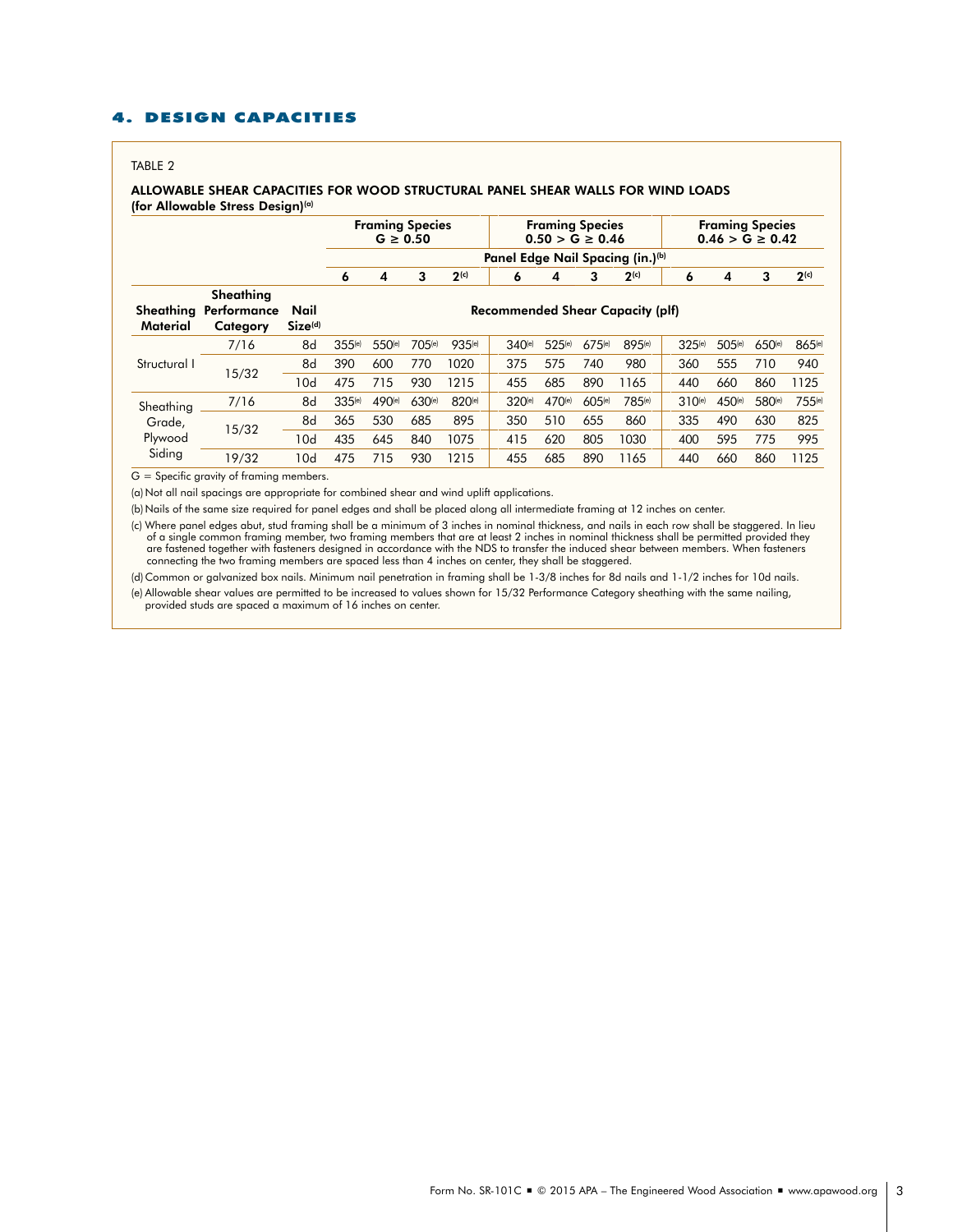## 4. DESIGN CAPACITIES

TABLE 2

**ALLOWABLE SHEAR CAPACITIES FOR WOOD STRUCTURAL PANEL SHEAR WALLS FOR WIND LOADS (for Allowable Stress Design)[(a)]**

| | | | Framing Species $G \geq 0.50$ | | | | Framing Species $0.50 > G \geq 0.46$ | | | | Framing Species $0.46 > G \geq 0.42$ | | | |
|---|---|---|---|---|---|---|---|---|---|---|---|---|---|---|
| | | | Panel Edge Nail Spacing (in.)[(b)] | | | | | | | | | | | |
| | | | 6 | 4 | 3 | 2[(c)] | 6 | 4 | 3 | 2[(c)] | 6 | 4 | 3 | 2[(c)] |
| **Sheathing Material** | **Sheathing Performance Category** | **Nail Size[(d)]** | **Recommended Shear Capacity (plf)** | | | | | | | | | | | |
| Structural I | 7/16 | 8d | 355[(e)] | 550[(e)] | 705[(e)] | 935[(e)] | 340[(e)] | 525[(e)] | 675[(e)] | 895[(e)] | 325[(e)] | 505[(e)] | 650[(e)] | 865[(e)] |
| | 15/32 | 8d | 390 | 600 | 770 | 1020 | 375 | 575 | 740 | 980 | 360 | 555 | 710 | 940 |
| | | 10d | 475 | 715 | 930 | 1215 | 455 | 685 | 890 | 1165 | 440 | 660 | 860 | 1125 |
| Sheathing Grade, Plywood Siding | 7/16 | 8d | 335[(e)] | 490[(e)] | 630[(e)] | 820[(e)] | 320[(e)] | 470[(e)] | 605[(e)] | 785[(e)] | 310[(e)] | 450[(e)] | 580[(e)] | 755[(e)] |
| | 15/32 | 8d | 365 | 530 | 685 | 895 | 350 | 510 | 655 | 860 | 335 | 490 | 630 | 825 |
| | | 10d | 435 | 645 | 840 | 1075 | 415 | 620 | 805 | 1030 | 400 | 595 | 775 | 995 |
| | 19/32 | 10d | 475 | 715 | 930 | 1215 | 455 | 685 | 890 | 1165 | 440 | 660 | 860 | 1125 |

G = Specific gravity of framing members.

(a) Not all nail spacings are appropriate for combined shear and wind uplift applications.

(b) Nails of the same size required for panel edges and shall be placed along all intermediate framing at 12 inches on center.

(c) Where panel edges abut, stud framing shall be a minimum of 3 inches in nominal thickness, and nails in each row shall be staggered. In lieu of a single common framing member, two framing members that are at least 2 inches in nominal thickness shall be permitted provided they are fastened together with fasteners designed in accordance with the NDS to transfer the induced shear between members. When fasteners connecting the two framing members are spaced less than 4 inches on center, they shall be staggered.

(d) Common or galvanized box nails. Minimum nail penetration in framing shall be 1-3/8 inches for 8d nails and 1-1/2 inches for 10d nails.

(e) Allowable shear values are permitted to be increased to values shown for 15/32 Performance Category sheathing with the same nailing, provided studs are spaced a maximum of 16 inches on center.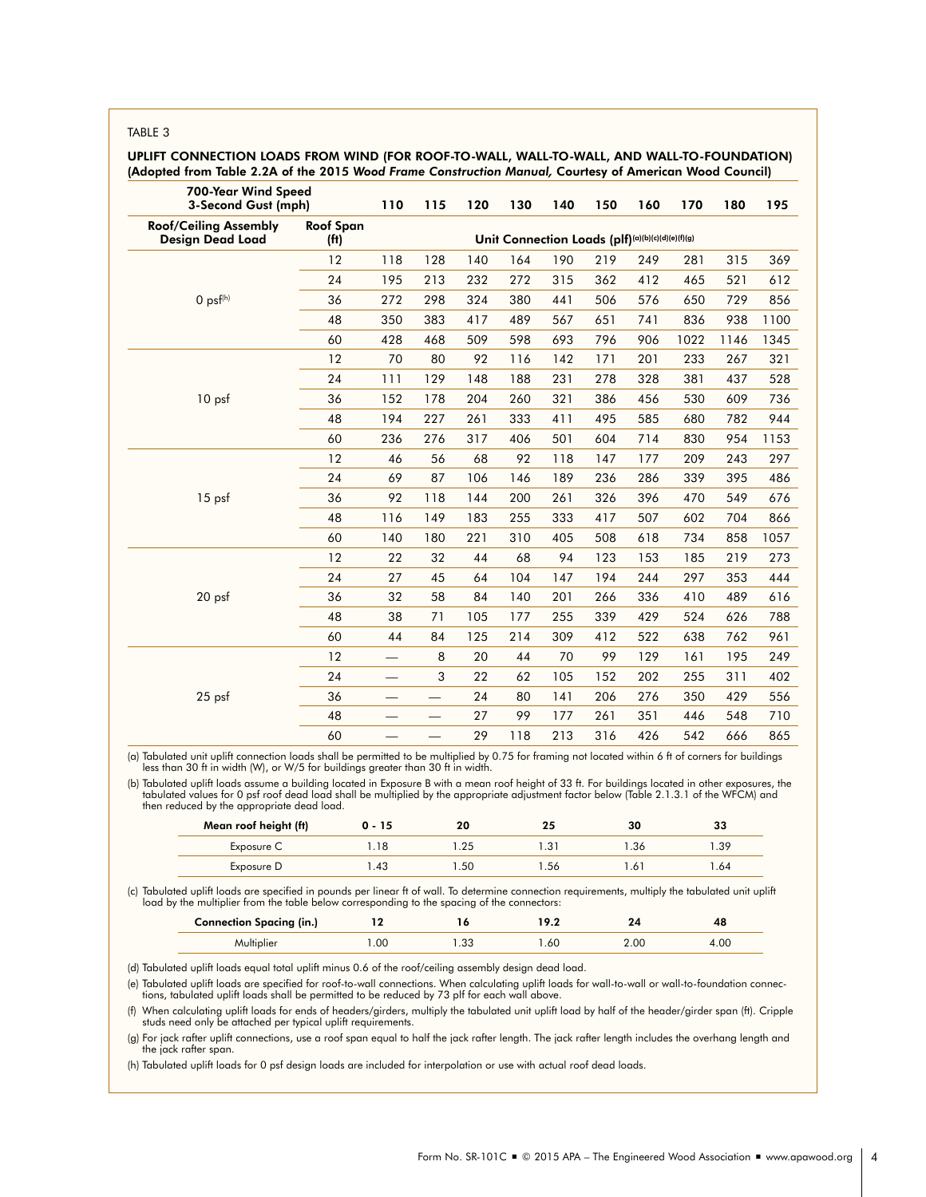TABLE 3

**UPLIFT CONNECTION LOADS FROM WIND (FOR ROOF-TO-WALL, WALL-TO-WALL, AND WALL-TO-FOUNDATION) (Adopted from Table 2.2A of the 2015 *Wood Frame Construction Manual,* Courtesy of American Wood Council)**

| 700-Year Wind Speed 3-Second Gust (mph) | | 110 | 115 | 120 | 130 | 140 | 150 | 160 | 170 | 180 | 195 |
|---|---|---|---|---|---|---|---|---|---|---|---|
| **Roof/Ceiling Assembly Design Dead Load** | **Roof Span (ft)** | **Unit Connection Loads (plf)**[(a)(b)(c)(d)(e)(f)(g)] | | | | | | | | | |
| 0 psf[(h)] | 12 | 118 | 128 | 140 | 164 | 190 | 219 | 249 | 281 | 315 | 369 |
| | 24 | 195 | 213 | 232 | 272 | 315 | 362 | 412 | 465 | 521 | 612 |
| | 36 | 272 | 298 | 324 | 380 | 441 | 506 | 576 | 650 | 729 | 856 |
| | 48 | 350 | 383 | 417 | 489 | 567 | 651 | 741 | 836 | 938 | 1100 |
| | 60 | 428 | 468 | 509 | 598 | 693 | 796 | 906 | 1022 | 1146 | 1345 |
| 10 psf | 12 | 70 | 80 | 92 | 116 | 142 | 171 | 201 | 233 | 267 | 321 |
| | 24 | 111 | 129 | 148 | 188 | 231 | 278 | 328 | 381 | 437 | 528 |
| | 36 | 152 | 178 | 204 | 260 | 321 | 386 | 456 | 530 | 609 | 736 |
| | 48 | 194 | 227 | 261 | 333 | 411 | 495 | 585 | 680 | 782 | 944 |
| | 60 | 236 | 276 | 317 | 406 | 501 | 604 | 714 | 830 | 954 | 1153 |
| 15 psf | 12 | 46 | 56 | 68 | 92 | 118 | 147 | 177 | 209 | 243 | 297 |
| | 24 | 69 | 87 | 106 | 146 | 189 | 236 | 286 | 339 | 395 | 486 |
| | 36 | 92 | 118 | 144 | 200 | 261 | 326 | 396 | 470 | 549 | 676 |
| | 48 | 116 | 149 | 183 | 255 | 333 | 417 | 507 | 602 | 704 | 866 |
| | 60 | 140 | 180 | 221 | 310 | 405 | 508 | 618 | 734 | 858 | 1057 |
| 20 psf | 12 | 22 | 32 | 44 | 68 | 94 | 123 | 153 | 185 | 219 | 273 |
| | 24 | 27 | 45 | 64 | 104 | 147 | 194 | 244 | 297 | 353 | 444 |
| | 36 | 32 | 58 | 84 | 140 | 201 | 266 | 336 | 410 | 489 | 616 |
| | 48 | 38 | 71 | 105 | 177 | 255 | 339 | 429 | 524 | 626 | 788 |
| | 60 | 44 | 84 | 125 | 214 | 309 | 412 | 522 | 638 | 762 | 961 |
| 25 psf | 12 | — | 8 | 20 | 44 | 70 | 99 | 129 | 161 | 195 | 249 |
| | 24 | — | 3 | 22 | 62 | 105 | 152 | 202 | 255 | 311 | 402 |
| | 36 | — | — | 24 | 80 | 141 | 206 | 276 | 350 | 429 | 556 |
| | 48 | — | — | 27 | 99 | 177 | 261 | 351 | 446 | 548 | 710 |
| | 60 | — | — | 29 | 118 | 213 | 316 | 426 | 542 | 666 | 865 |

(a) Tabulated unit uplift connection loads shall be permitted to be multiplied by 0.75 for framing not located within 6 ft of corners for buildings less than 30 ft in width (W), or W/5 for buildings greater than 30 ft in width.

(b) Tabulated uplift loads assume a building located in Exposure B with a mean roof height of 33 ft. For buildings located in other exposures, the tabulated values for 0 psf roof dead load shall be multiplied by the appropriate adjustment factor below (Table 2.1.3.1 of the WFCM) and then reduced by the appropriate dead load.

| Mean roof height (ft) | 0 - 15 | 20 | 25 | 30 | 33 |
|---|---|---|---|---|---|
| Exposure C | 1.18 | 1.25 | 1.31 | 1.36 | 1.39 |
| Exposure D | 1.43 | 1.50 | 1.56 | 1.61 | 1.64 |

(c) Tabulated uplift loads are specified in pounds per linear ft of wall. To determine connection requirements, multiply the tabulated unit uplift load by the multiplier from the table below corresponding to the spacing of the connectors:

| Connection Spacing (in.) | 12 | 16 | 19.2 | 24 | 48 |
|---|---|---|---|---|---|
| Multiplier | 1.00 | 1.33 | 1.60 | 2.00 | 4.00 |

(d) Tabulated uplift loads equal total uplift minus 0.6 of the roof/ceiling assembly design dead load.

(e) Tabulated uplift loads are specified for roof-to-wall connections. When calculating uplift loads for wall-to-wall or wall-to-foundation connections, tabulated uplift loads shall be permitted to be reduced by 73 plf for each wall above.

(f) When calculating uplift loads for ends of headers/girders, multiply the tabulated unit uplift load by half of the header/girder span (ft). Cripple studs need only be attached per typical uplift requirements.

(g) For jack rafter uplift connections, use a roof span equal to half the jack rafter length. The jack rafter length includes the overhang length and the jack rafter span.

(h) Tabulated uplift loads for 0 psf design loads are included for interpolation or use with actual roof dead loads.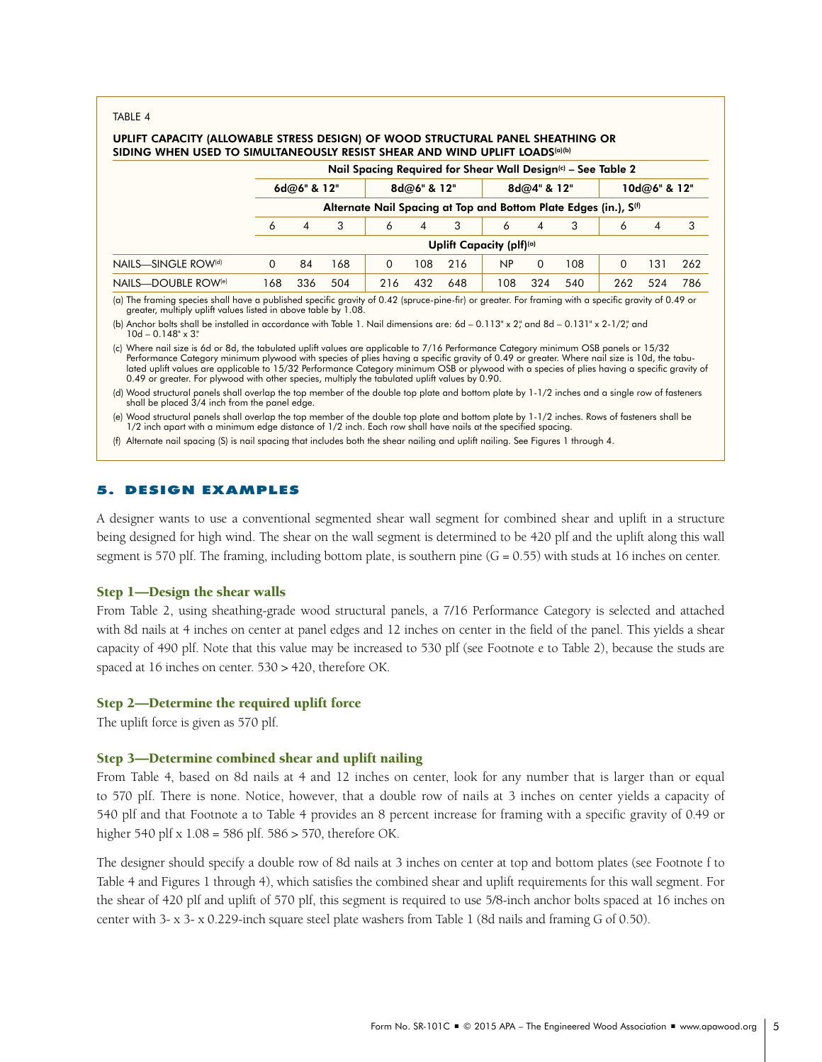TABLE 4

**UPLIFT CAPACITY (ALLOWABLE STRESS DESIGN) OF WOOD STRUCTURAL PANEL SHEATHING OR SIDING WHEN USED TO SIMULTANEOUSLY RESIST SHEAR AND WIND UPLIFT LOADS[a][b]**

| | Nail Spacing Required for Shear Wall Design[c] – See Table 2 | | | | | | | | | | | |
|---|---|---|---|---|---|---|---|---|---|---|---|---|
| | 6d@6" & 12" | | | 8d@6" & 12" | | | 8d@4" & 12" | | | 10d@6" & 12" | | |
| | Alternate Nail Spacing at Top and Bottom Plate Edges (in.), S[f] | | | | | | | | | | | |
| | 6 | 4 | 3 | 6 | 4 | 3 | 6 | 4 | 3 | 6 | 4 | 3 |
| | Uplift Capacity (plf)[a] | | | | | | | | | | | |
| NAILS—SINGLE ROW[d] | 0 | 84 | 168 | 0 | 108 | 216 | NP | 0 | 108 | 0 | 131 | 262 |
| NAILS—DOUBLE ROW[e] | 168 | 336 | 504 | 216 | 432 | 648 | 108 | 324 | 540 | 262 | 524 | 786 |

(a) The framing species shall have a published specific gravity of 0.42 (spruce-pine-fir) or greater. For framing with a specific gravity of 0.49 or greater, multiply uplift values listed in above table by 1.08.

(b) Anchor bolts shall be installed in accordance with Table 1. Nail dimensions are: 6d – 0.113" x 2", and 8d – 0.131" x 2-1/2", and 10d – 0.148" x 3".

(c) Where nail size is 6d or 8d, the tabulated uplift values are applicable to 7/16 Performance Category minimum OSB panels or 15/32 Performance Category minimum plywood with species of plies having a specific gravity of 0.49 or greater. Where nail size is 10d, the tabulated uplift values are applicable to 15/32 Performance Category minimum OSB or plywood with a species of plies having a specific gravity of 0.49 or greater. For plywood with other species, multiply the tabulated uplift values by 0.90.

(d) Wood structural panels shall overlap the top member of the double top plate and bottom plate by 1-1/2 inches and a single row of fasteners shall be placed 3/4 inch from the panel edge.

(e) Wood structural panels shall overlap the top member of the double top plate and bottom plate by 1-1/2 inches. Rows of fasteners shall be 1/2 inch apart with a minimum edge distance of 1/2 inch. Each row shall have nails at the specified spacing.

(f) Alternate nail spacing (S) is nail spacing that includes both the shear nailing and uplift nailing. See Figures 1 through 4.

## 5. DESIGN EXAMPLES

A designer wants to use a conventional segmented shear wall segment for combined shear and uplift in a structure being designed for high wind. The shear on the wall segment is determined to be 420 plf and the uplift along this wall segment is 570 plf. The framing, including bottom plate, is southern pine ($G = 0.55$) with studs at 16 inches on center.

### Step 1—Design the shear walls

From Table 2, using sheathing-grade wood structural panels, a 7/16 Performance Category is selected and attached with 8d nails at 4 inches on center at panel edges and 12 inches on center in the field of the panel. This yields a shear capacity of 490 plf. Note that this value may be increased to 530 plf (see Footnote e to Table 2), because the studs are spaced at 16 inches on center. 530 > 420, therefore OK.

### Step 2—Determine the required uplift force

The uplift force is given as 570 plf.

### Step 3—Determine combined shear and uplift nailing

From Table 4, based on 8d nails at 4 and 12 inches on center, look for any number that is larger than or equal to 570 plf. There is none. Notice, however, that a double row of nails at 3 inches on center yields a capacity of 540 plf and that Footnote a to Table 4 provides an 8 percent increase for framing with a specific gravity of 0.49 or higher 540 plf x 1.08 = 586 plf. 586 > 570, therefore OK.

The designer should specify a double row of 8d nails at 3 inches on center at top and bottom plates (see Footnote f to Table 4 and Figures 1 through 4), which satisfies the combined shear and uplift requirements for this wall segment. For the shear of 420 plf and uplift of 570 plf, this segment is required to use 5/8-inch anchor bolts spaced at 16 inches on center with 3- x 3- x 0.229-inch square steel plate washers from Table 1 (8d nails and framing G of 0.50).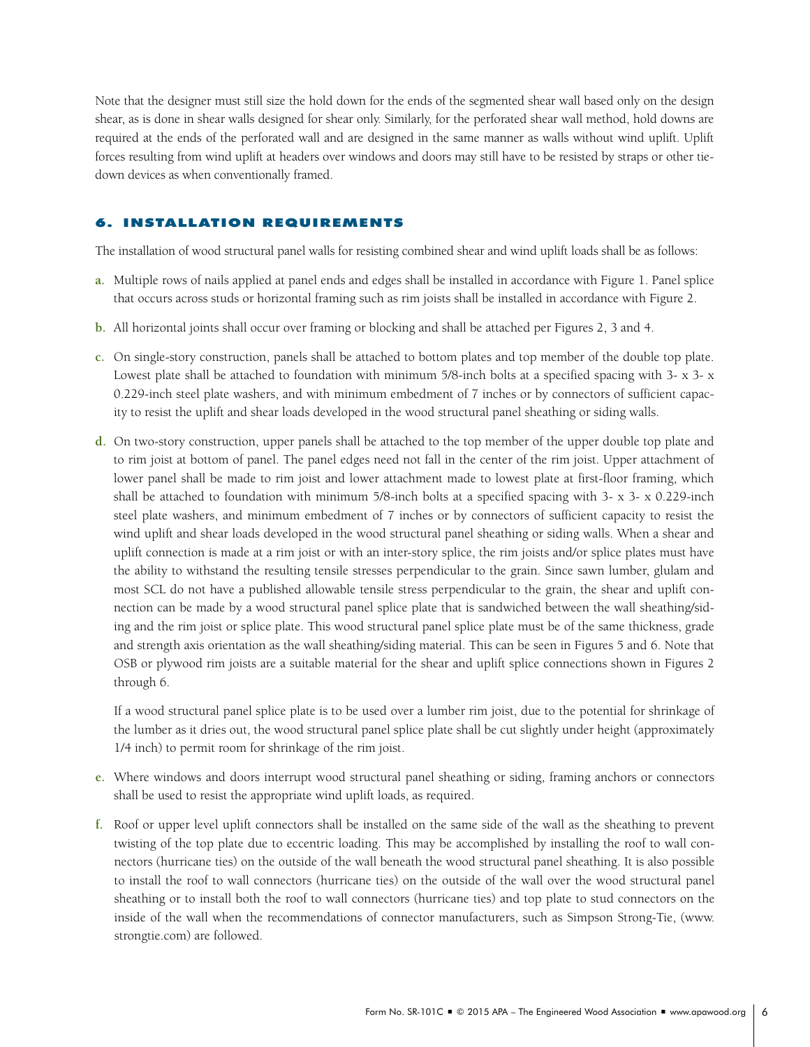Note that the designer must still size the hold down for the ends of the segmented shear wall based only on the design shear, as is done in shear walls designed for shear only. Similarly, for the perforated shear wall method, hold downs are required at the ends of the perforated wall and are designed in the same manner as walls without wind uplift. Uplift forces resulting from wind uplift at headers over windows and doors may still have to be resisted by straps or other tie-down devices as when conventionally framed.

## 6. INSTALLATION REQUIREMENTS

The installation of wood structural panel walls for resisting combined shear and wind uplift loads shall be as follows:

**a.** Multiple rows of nails applied at panel ends and edges shall be installed in accordance with Figure 1. Panel splice that occurs across studs or horizontal framing such as rim joists shall be installed in accordance with Figure 2.

**b.** All horizontal joints shall occur over framing or blocking and shall be attached per Figures 2, 3 and 4.

**c.** On single-story construction, panels shall be attached to bottom plates and top member of the double top plate. Lowest plate shall be attached to foundation with minimum 5/8-inch bolts at a specified spacing with 3- x 3- x 0.229-inch steel plate washers, and with minimum embedment of 7 inches or by connectors of sufficient capacity to resist the uplift and shear loads developed in the wood structural panel sheathing or siding walls.

**d.** On two-story construction, upper panels shall be attached to the top member of the upper double top plate and to rim joist at bottom of panel. The panel edges need not fall in the center of the rim joist. Upper attachment of lower panel shall be made to rim joist and lower attachment made to lowest plate at first-floor framing, which shall be attached to foundation with minimum 5/8-inch bolts at a specified spacing with 3- x 3- x 0.229-inch steel plate washers, and minimum embedment of 7 inches or by connectors of sufficient capacity to resist the wind uplift and shear loads developed in the wood structural panel sheathing or siding walls. When a shear and uplift connection is made at a rim joist or with an inter-story splice, the rim joists and/or splice plates must have the ability to withstand the resulting tensile stresses perpendicular to the grain. Since sawn lumber, glulam and most SCL do not have a published allowable tensile stress perpendicular to the grain, the shear and uplift connection can be made by a wood structural panel splice plate that is sandwiched between the wall sheathing/siding and the rim joist or splice plate. This wood structural panel splice plate must be of the same thickness, grade and strength axis orientation as the wall sheathing/siding material. This can be seen in Figures 5 and 6. Note that OSB or plywood rim joists are a suitable material for the shear and uplift splice connections shown in Figures 2 through 6.

   If a wood structural panel splice plate is to be used over a lumber rim joist, due to the potential for shrinkage of the lumber as it dries out, the wood structural panel splice plate shall be cut slightly under height (approximately 1/4 inch) to permit room for shrinkage of the rim joist.

**e.** Where windows and doors interrupt wood structural panel sheathing or siding, framing anchors or connectors shall be used to resist the appropriate wind uplift loads, as required.

**f.** Roof or upper level uplift connectors shall be installed on the same side of the wall as the sheathing to prevent twisting of the top plate due to eccentric loading. This may be accomplished by installing the roof to wall connectors (hurricane ties) on the outside of the wall beneath the wood structural panel sheathing. It is also possible to install the roof to wall connectors (hurricane ties) on the outside of the wall over the wood structural panel sheathing or to install both the roof to wall connectors (hurricane ties) and top plate to stud connectors on the inside of the wall when the recommendations of connector manufacturers, such as Simpson Strong-Tie, (www.strongtie.com) are followed.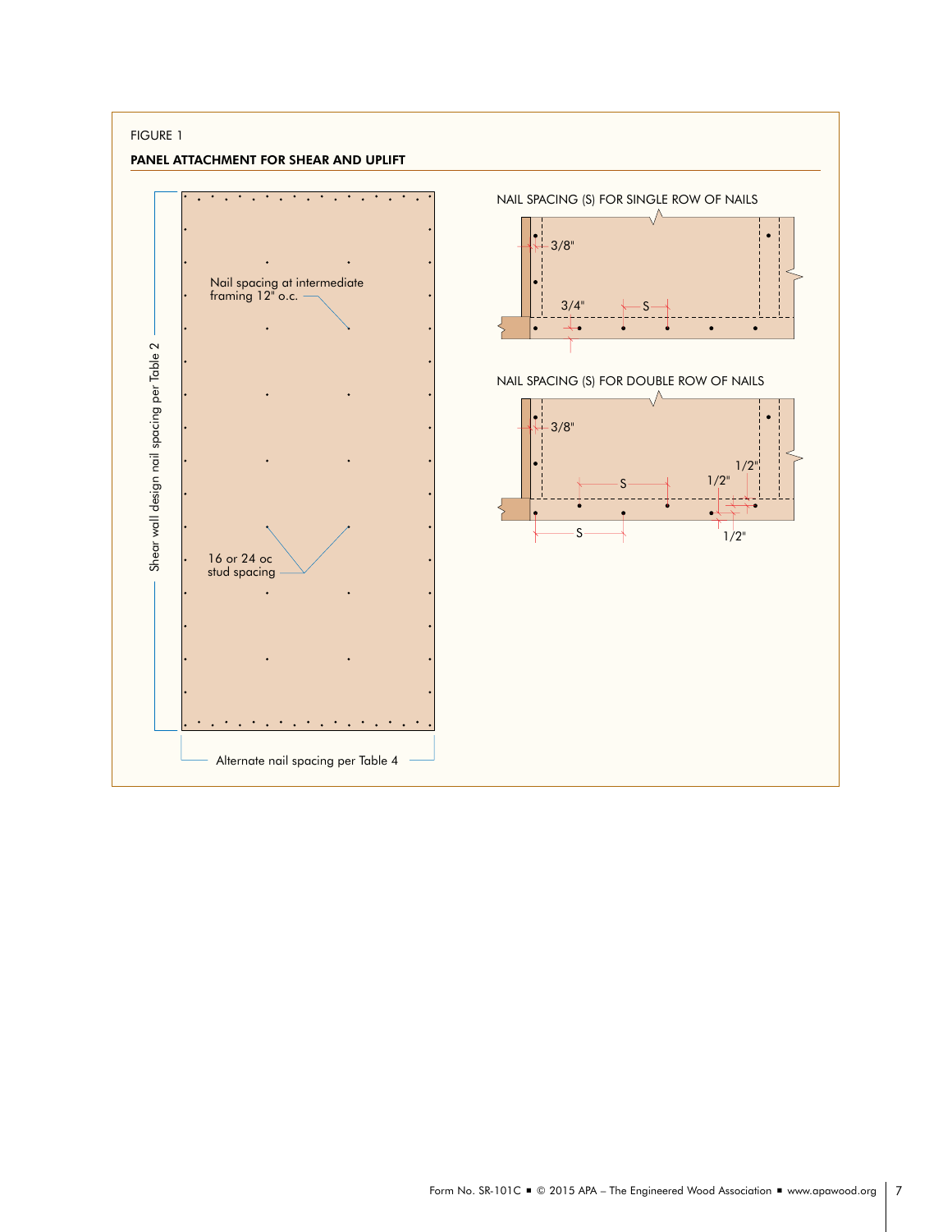FIGURE 1

**PANEL ATTACHMENT FOR SHEAR AND UPLIFT**

Shear wall design nail spacing per Table 2

Nail spacing at intermediate framing 12" o.c.

16 or 24 oc stud spacing

Alternate nail spacing per Table 4

NAIL SPACING (S) FOR SINGLE ROW OF NAILS

3/8"

3/4"

S

NAIL SPACING (S) FOR DOUBLE ROW OF NAILS

3/8"

S

1/2"

1/2"

S

1/2"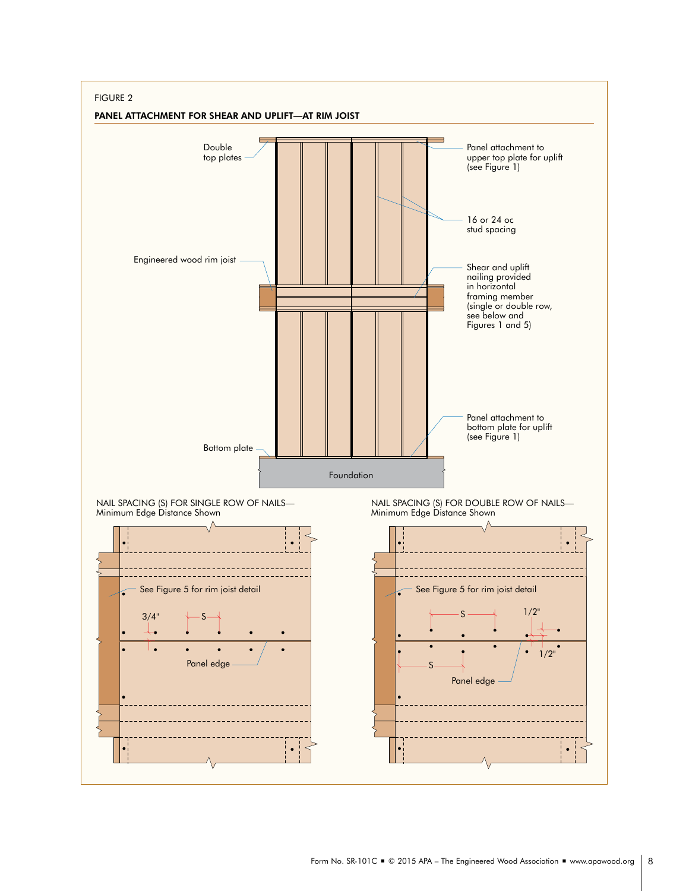FIGURE 2

**PANEL ATTACHMENT FOR SHEAR AND UPLIFT—AT RIM JOIST**

Double top plates

Panel attachment to upper top plate for uplift (see Figure 1)

16 or 24 oc stud spacing

Engineered wood rim joist

Shear and uplift nailing provided in horizontal framing member (single or double row, see below and Figures 1 and 5)

Panel attachment to bottom plate for uplift (see Figure 1)

Bottom plate

Foundation

NAIL SPACING (S) FOR SINGLE ROW OF NAILS—
Minimum Edge Distance Shown

See Figure 5 for rim joist detail

3/4"

S

Panel edge

NAIL SPACING (S) FOR DOUBLE ROW OF NAILS—
Minimum Edge Distance Shown

See Figure 5 for rim joist detail

S

1/2"

1/2"

S

Panel edge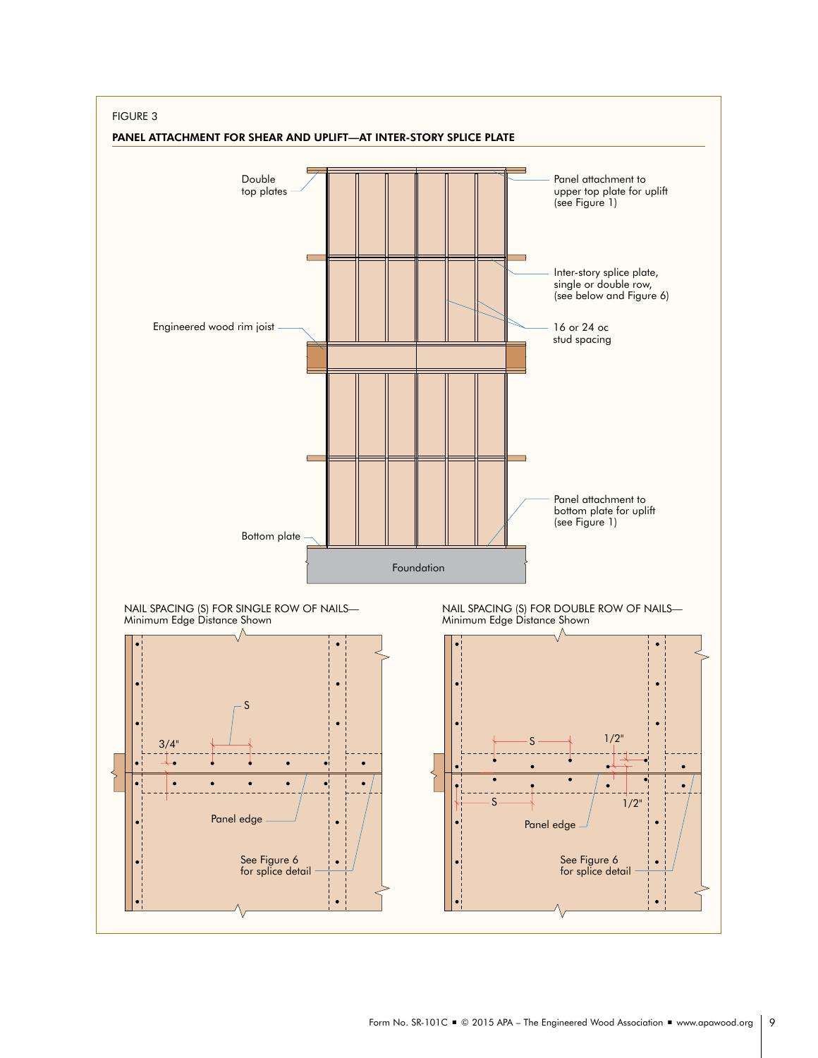FIGURE 3

**PANEL ATTACHMENT FOR SHEAR AND UPLIFT—AT INTER-STORY SPLICE PLATE**

Double top plates

Panel attachment to upper top plate for uplift (see Figure 1)

Inter-story splice plate, single or double row, (see below and Figure 6)

Engineered wood rim joist

16 or 24 oc stud spacing

Panel attachment to bottom plate for uplift (see Figure 1)

Bottom plate

Foundation

NAIL SPACING (S) FOR SINGLE ROW OF NAILS— Minimum Edge Distance Shown

S

3/4"

Panel edge

See Figure 6 for splice detail

NAIL SPACING (S) FOR DOUBLE ROW OF NAILS— Minimum Edge Distance Shown

S

1/2"

S

1/2"

Panel edge

See Figure 6 for splice detail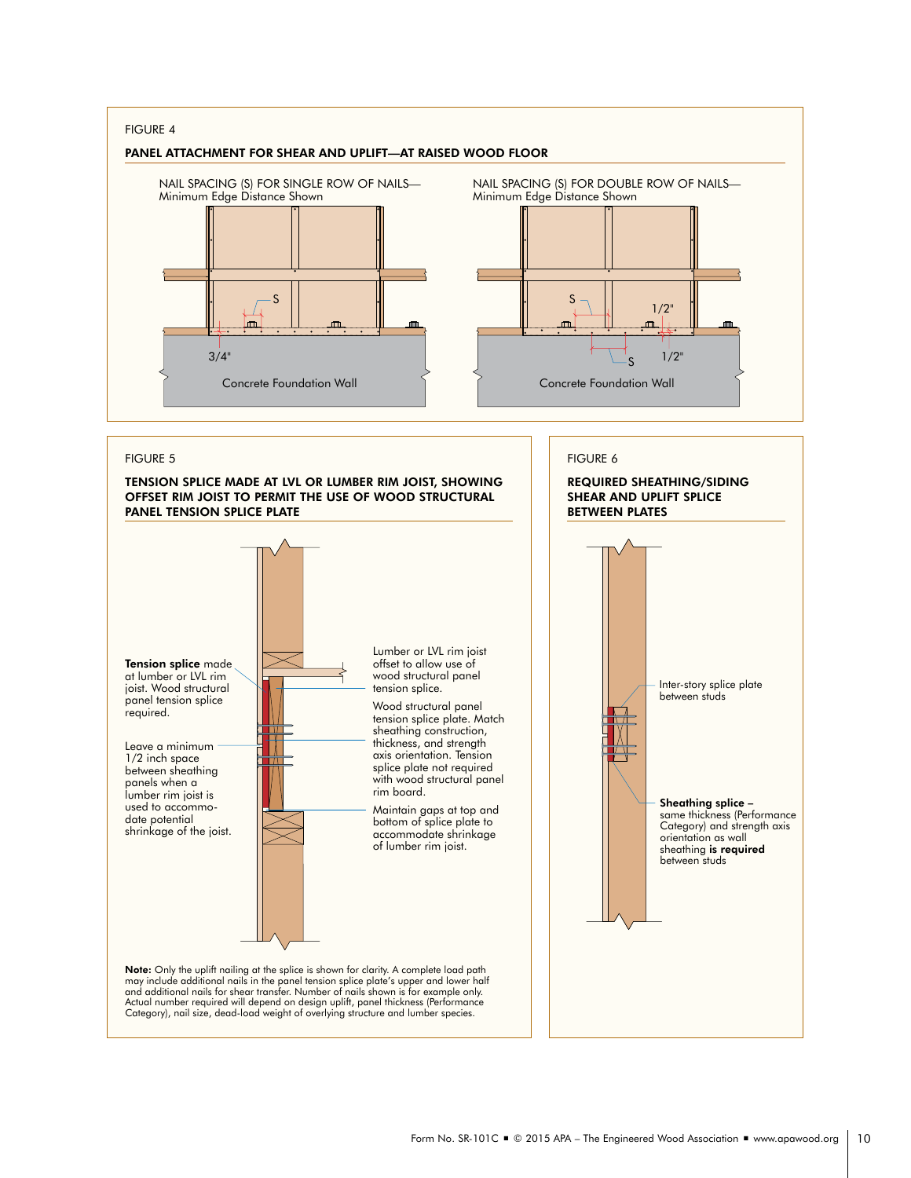FIGURE 4

**PANEL ATTACHMENT FOR SHEAR AND UPLIFT—AT RAISED WOOD FLOOR**

NAIL SPACING (S) FOR SINGLE ROW OF NAILS—
Minimum Edge Distance Shown

S

3/4"

Concrete Foundation Wall

NAIL SPACING (S) FOR DOUBLE ROW OF NAILS—
Minimum Edge Distance Shown

S

1/2"

1/2"

S

Concrete Foundation Wall

FIGURE 5

**TENSION SPLICE MADE AT LVL OR LUMBER RIM JOIST, SHOWING OFFSET RIM JOIST TO PERMIT THE USE OF WOOD STRUCTURAL PANEL TENSION SPLICE PLATE**

**Tension splice** made at lumber or LVL rim joist. Wood structural panel tension splice required.

Leave a minimum 1/2 inch space between sheathing panels when a lumber rim joist is used to accommodate potential shrinkage of the joist.

Lumber or LVL rim joist offset to allow use of wood structural panel tension splice.

Wood structural panel tension splice plate. Match sheathing construction, thickness, and strength axis orientation. Tension splice plate not required with wood structural panel rim board.

Maintain gaps at top and bottom of splice plate to accommodate shrinkage of lumber rim joist.

**Note:** Only the uplift nailing at the splice is shown for clarity. A complete load path may include additional nails in the panel tension splice plate's upper and lower half and additional nails for shear transfer. Number of nails shown is for example only. Actual number required will depend on design uplift, panel thickness (Performance Category), nail size, dead-load weight of overlying structure and lumber species.

FIGURE 6

**REQUIRED SHEATHING/SIDING SHEAR AND UPLIFT SPLICE BETWEEN PLATES**

Inter-story splice plate between studs

**Sheathing splice** – same thickness (Performance Category) and strength axis orientation as wall sheathing **is required** between studs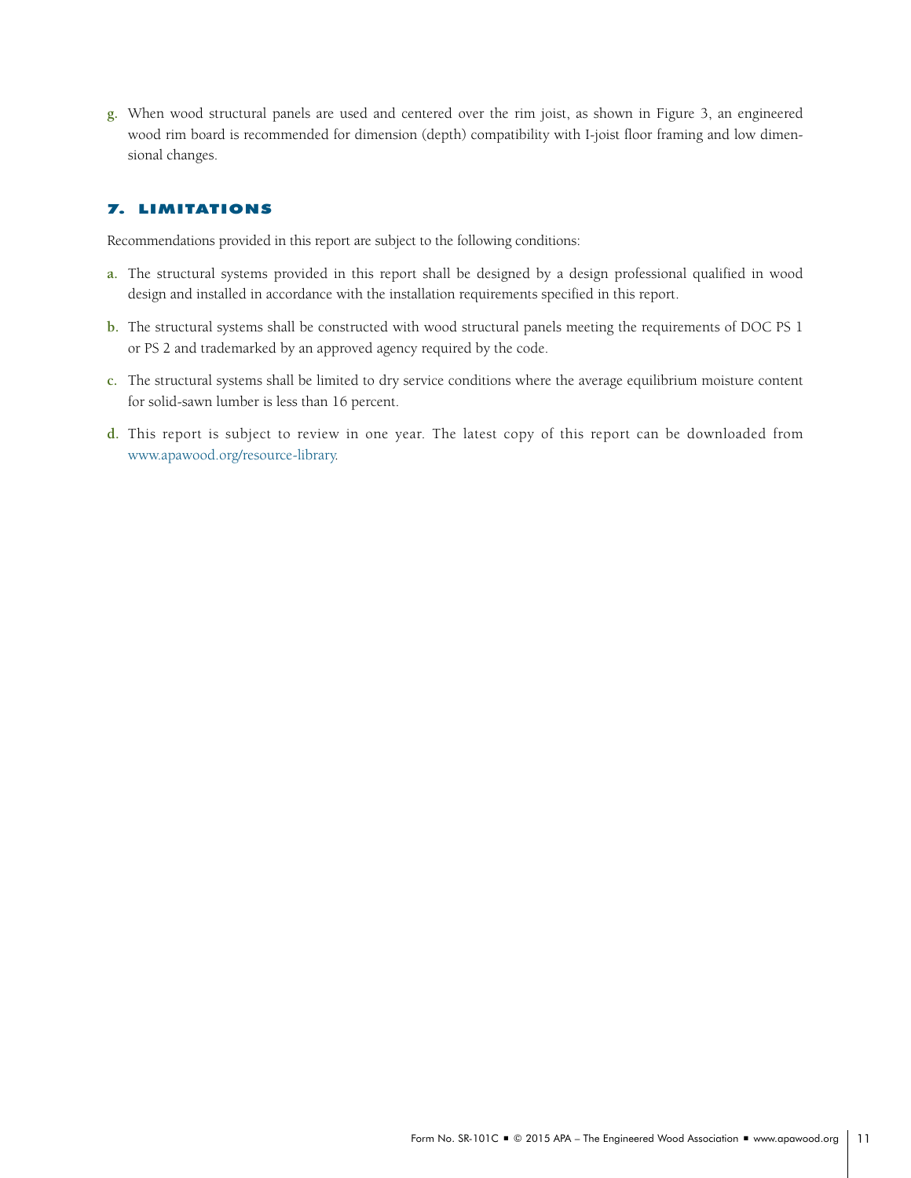g. When wood structural panels are used and centered over the rim joist, as shown in Figure 3, an engineered wood rim board is recommended for dimension (depth) compatibility with I-joist floor framing and low dimensional changes.

## 7. LIMITATIONS

Recommendations provided in this report are subject to the following conditions:

a. The structural systems provided in this report shall be designed by a design professional qualified in wood design and installed in accordance with the installation requirements specified in this report.

b. The structural systems shall be constructed with wood structural panels meeting the requirements of DOC PS 1 or PS 2 and trademarked by an approved agency required by the code.

c. The structural systems shall be limited to dry service conditions where the average equilibrium moisture content for solid-sawn lumber is less than 16 percent.

d. This report is subject to review in one year. The latest copy of this report can be downloaded from www.apawood.org/resource-library.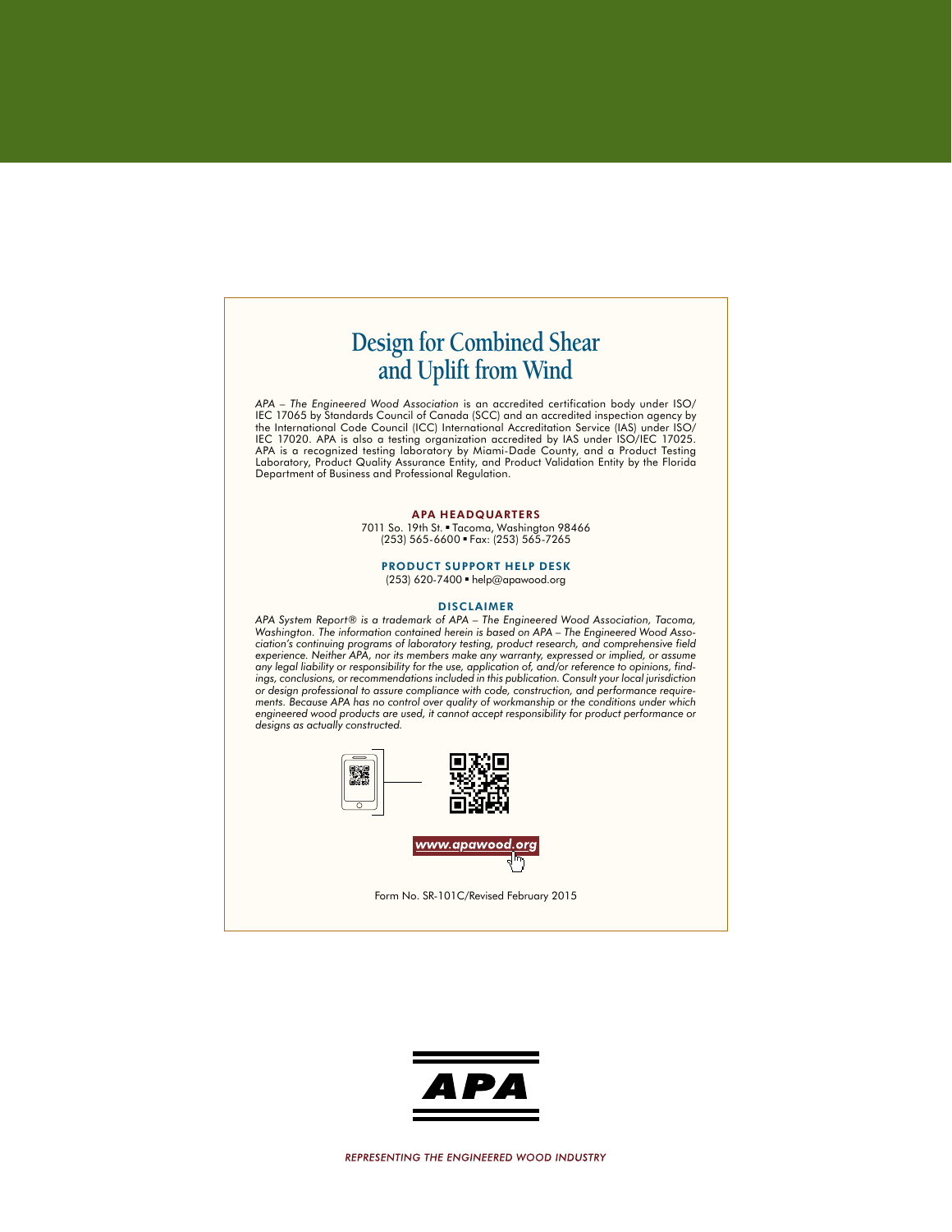# Design for Combined Shear and Uplift from Wind

*APA – The Engineered Wood Association* is an accredited certification body under ISO/IEC 17065 by Standards Council of Canada (SCC) and an accredited inspection agency by the International Code Council (ICC) International Accreditation Service (IAS) under ISO/IEC 17020. APA is also a testing organization accredited by IAS under ISO/IEC 17025. APA is a recognized testing laboratory by Miami-Dade County, and a Product Testing Laboratory, Product Quality Assurance Entity, and Product Validation Entity by the Florida Department of Business and Professional Regulation.

**APA HEADQUARTERS**

7011 So. 19th St. ▪ Tacoma, Washington 98466
(253) 565-6600 ▪ Fax: (253) 565-7265

**PRODUCT SUPPORT HELP DESK**

(253) 620-7400 ▪ help@apawood.org

**DISCLAIMER**

*APA System Report® is a trademark of APA – The Engineered Wood Association, Tacoma, Washington. The information contained herein is based on APA – The Engineered Wood Association's continuing programs of laboratory testing, product research, and comprehensive field experience. Neither APA, nor its members make any warranty, expressed or implied, or assume any legal liability or responsibility for the use, application of, and/or reference to opinions, findings, conclusions, or recommendations included in this publication. Consult your local jurisdiction or design professional to assure compliance with code, construction, and performance requirements. Because APA has no control over quality of workmanship or the conditions under which engineered wood products are used, it cannot accept responsibility for product performance or designs as actually constructed.*

www.apawood.org

Form No. SR-101C/Revised February 2015

APA

*REPRESENTING THE ENGINEERED WOOD INDUSTRY*